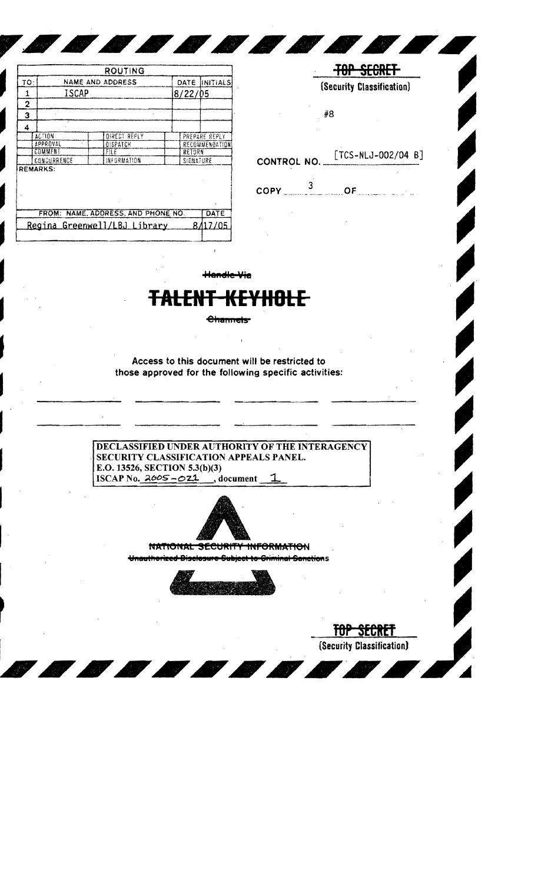| ROUTING | | | |
|---|---|---|---|
| TO: | NAME AND ADDRESS | DATE | INITIALS |
| 1 | ISCAP | 8/22/05 | |
| 2 | | | |
| 3 | | | |
| 4 | | | |

| | | |
|---|---|---|
| ACTION | DIRECT REPLY | PREPARE REPLY |
| APPROVAL | DISPATCH | RECOMMENDATION |
| COMMENT | FILE | RETURN |
| CONCURRENCE | INFORMATION | SIGNATURE |

REMARKS:

| FROM: NAME, ADDRESS, AND PHONE NO. | DATE |
|---|---|
| Regina Greenwell/LBJ Library | 8/17/05 |

~~TOP SECRET~~
(Security Classification)

#8

CONTROL NO. [TCS-NLJ-002/04 B]

COPY 3 OF

~~Handle Via~~

# ~~TALENT-KEYHOLE~~

~~Channels~~

Access to this document will be restricted to those approved for the following specific activities:

DECLASSIFIED UNDER AUTHORITY OF THE INTERAGENCY SECURITY CLASSIFICATION APPEALS PANEL.
E.O. 13526, SECTION 5.3(b)(3)
ISCAP No. 2005-021, document 1

~~NATIONAL SECURITY INFORMATION~~
~~Unauthorized Disclosure Subject to Criminal Sanctions~~

~~TOP SECRET~~
(Security Classification)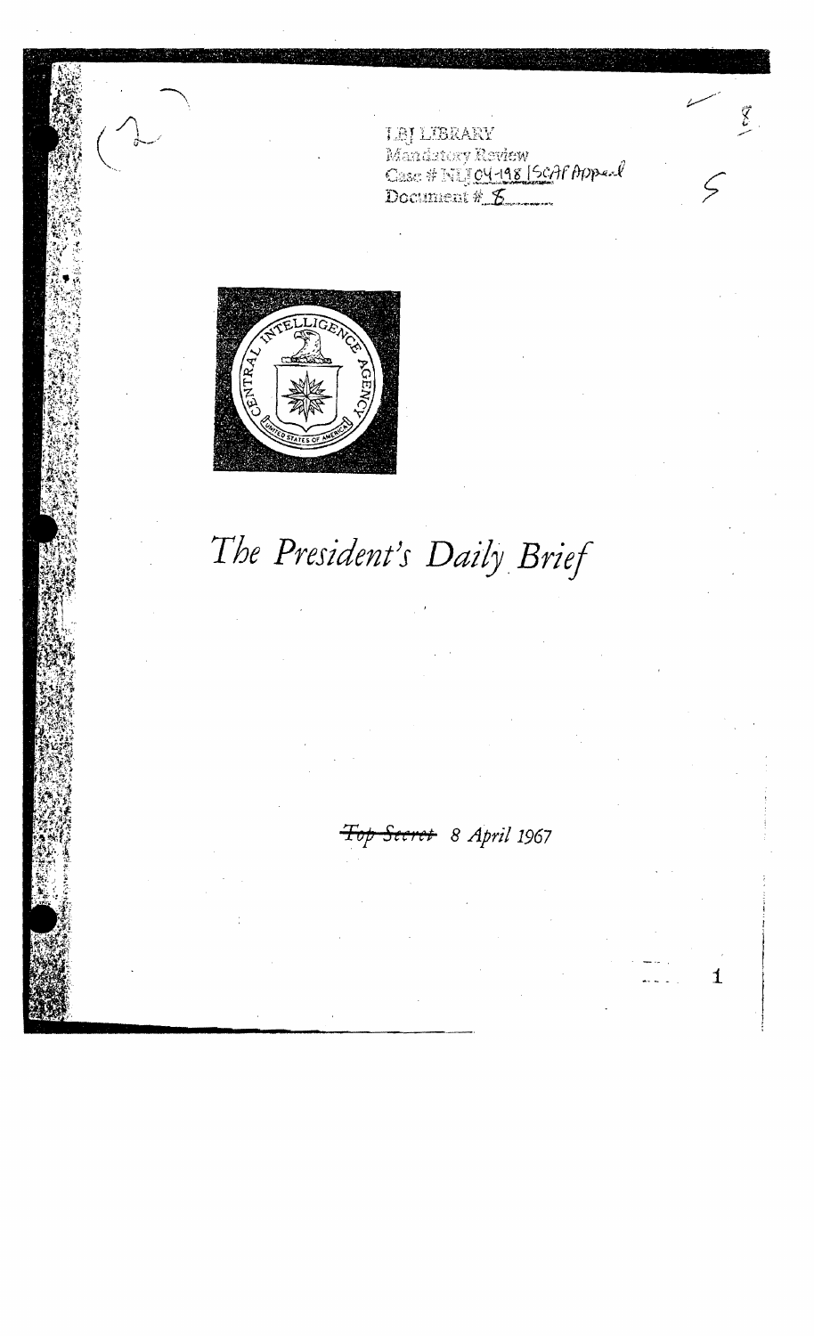LBJ LIBRARY
Mandatory Review
Case # NLJ 04-198 [SCAP Appeal
Document # 8

# The President's Daily Brief

~~Top Secret~~ 8 April 1967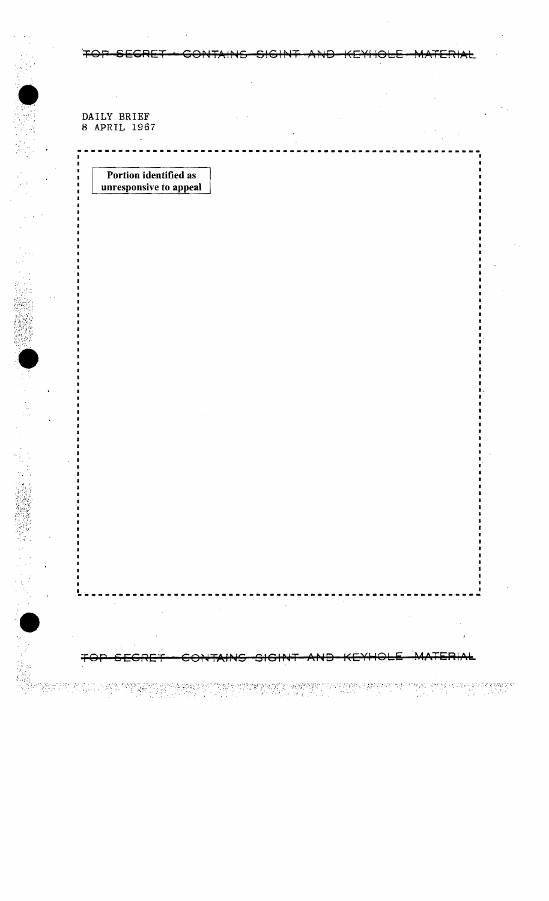~~TOP SECRET - CONTAINS SIGINT AND KEYHOLE MATERIAL~~

DAILY BRIEF
8 APRIL 1967

**Portion identified as unresponsive to appeal**

~~TOP SECRET - CONTAINS SIGINT AND KEYHOLE MATERIAL~~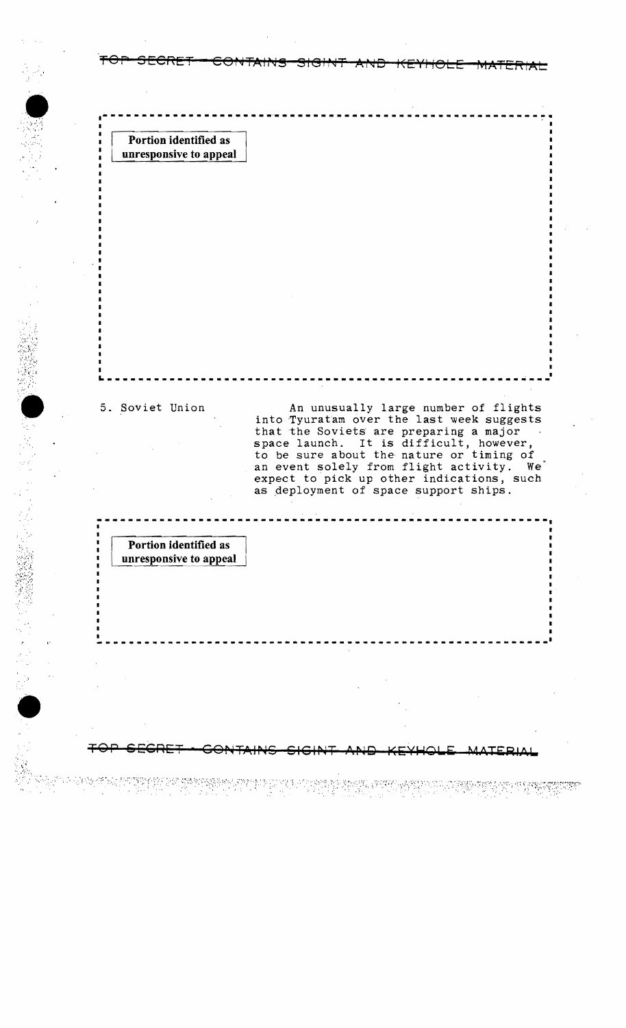TOP SECRET - CONTAINS SIGINT AND KEYHOLE MATERIAL

Portion identified as unresponsive to appeal

5. Soviet Union

An unusually large number of flights into Tyuratam over the last week suggests that the Soviets are preparing a major space launch. It is difficult, however, to be sure about the nature or timing of an event solely from flight activity. We expect to pick up other indications, such as deployment of space support ships.

Portion identified as unresponsive to appeal

TOP SECRET - CONTAINS SIGINT AND KEYHOLE MATERIAL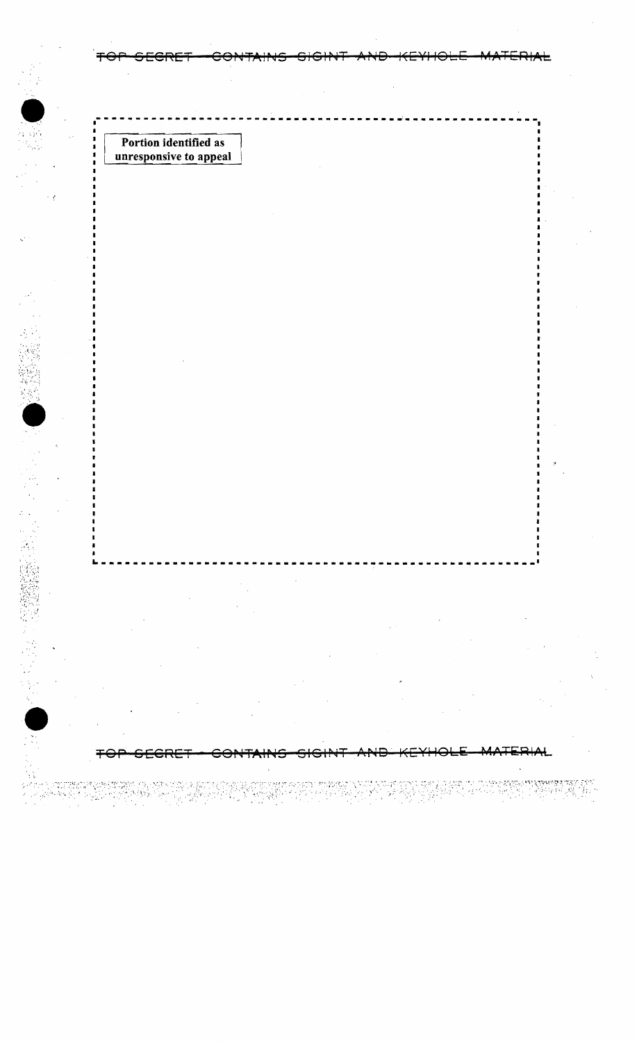Portion identified as unresponsive to appeal